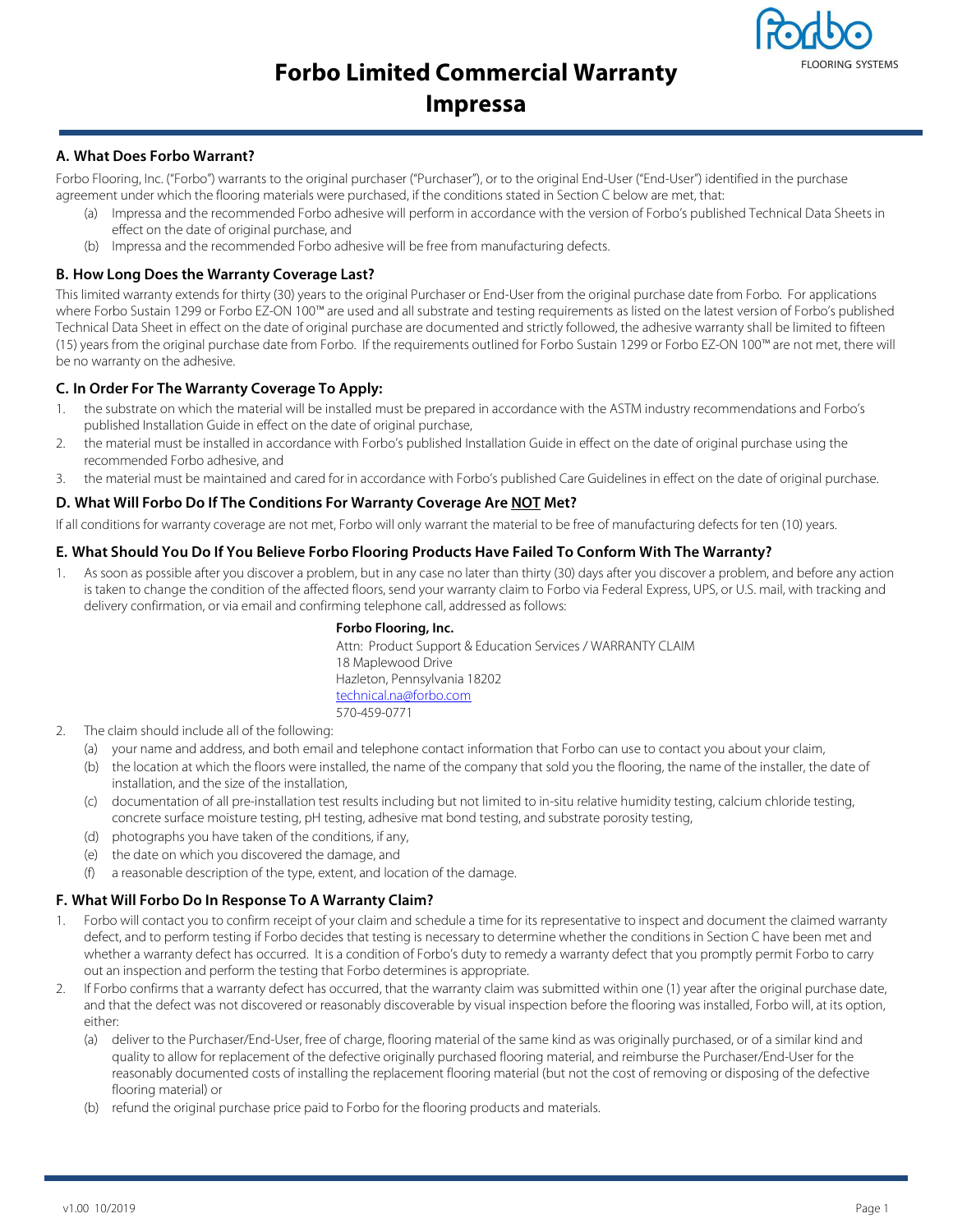# Forbo Limited Commercial Warranty
# Impressa

## A. What Does Forbo Warrant?

Forbo Flooring, Inc. ("Forbo") warrants to the original purchaser ("Purchaser"), or to the original End-User ("End-User") identified in the purchase agreement under which the flooring materials were purchased, if the conditions stated in Section C below are met, that:

(a) Impressa and the recommended Forbo adhesive will perform in accordance with the version of Forbo's published Technical Data Sheets in effect on the date of original purchase, and

(b) Impressa and the recommended Forbo adhesive will be free from manufacturing defects.

## B. How Long Does the Warranty Coverage Last?

This limited warranty extends for thirty (30) years to the original Purchaser or End-User from the original purchase date from Forbo. For applications where Forbo Sustain 1299 or Forbo EZ-ON 100™ are used and all substrate and testing requirements as listed on the latest version of Forbo's published Technical Data Sheet in effect on the date of original purchase are documented and strictly followed, the adhesive warranty shall be limited to fifteen (15) years from the original purchase date from Forbo. If the requirements outlined for Forbo Sustain 1299 or Forbo EZ-ON 100™ are not met, there will be no warranty on the adhesive.

## C. In Order For The Warranty Coverage To Apply:

1. the substrate on which the material will be installed must be prepared in accordance with the ASTM industry recommendations and Forbo's published Installation Guide in effect on the date of original purchase,
2. the material must be installed in accordance with Forbo's published Installation Guide in effect on the date of original purchase using the recommended Forbo adhesive, and
3. the material must be maintained and cared for in accordance with Forbo's published Care Guidelines in effect on the date of original purchase.

## D. What Will Forbo Do If The Conditions For Warranty Coverage Are NOT Met?

If all conditions for warranty coverage are not met, Forbo will only warrant the material to be free of manufacturing defects for ten (10) years.

## E. What Should You Do If You Believe Forbo Flooring Products Have Failed To Conform With The Warranty?

1. As soon as possible after you discover a problem, but in any case no later than thirty (30) days after you discover a problem, and before any action is taken to change the condition of the affected floors, send your warranty claim to Forbo via Federal Express, UPS, or U.S. mail, with tracking and delivery confirmation, or via email and confirming telephone call, addressed as follows:

   **Forbo Flooring, Inc.**
   Attn: Product Support & Education Services / WARRANTY CLAIM
   18 Maplewood Drive
   Hazleton, Pennsylvania 18202
   technical.na@forbo.com
   570-459-0771

2. The claim should include all of the following:
   (a) your name and address, and both email and telephone contact information that Forbo can use to contact you about your claim,
   (b) the location at which the floors were installed, the name of the company that sold you the flooring, the name of the installer, the date of installation, and the size of the installation,
   (c) documentation of all pre-installation test results including but not limited to in-situ relative humidity testing, calcium chloride testing, concrete surface moisture testing, pH testing, adhesive mat bond testing, and substrate porosity testing,
   (d) photographs you have taken of the conditions, if any,
   (e) the date on which you discovered the damage, and
   (f) a reasonable description of the type, extent, and location of the damage.

## F. What Will Forbo Do In Response To A Warranty Claim?

1. Forbo will contact you to confirm receipt of your claim and schedule a time for its representative to inspect and document the claimed warranty defect, and to perform testing if Forbo decides that testing is necessary to determine whether the conditions in Section C have been met and whether a warranty defect has occurred. It is a condition of Forbo's duty to remedy a warranty defect that you promptly permit Forbo to carry out an inspection and perform the testing that Forbo determines is appropriate.
2. If Forbo confirms that a warranty defect has occurred, that the warranty claim was submitted within one (1) year after the original purchase date, and that the defect was not discovered or reasonably discoverable by visual inspection before the flooring was installed, Forbo will, at its option, either:
   (a) deliver to the Purchaser/End-User, free of charge, flooring material of the same kind as was originally purchased, or of a similar kind and quality to allow for replacement of the defective originally purchased flooring material, and reimburse the Purchaser/End-User for the reasonably documented costs of installing the replacement flooring material (but not the cost of removing or disposing of the defective flooring material) or
   (b) refund the original purchase price paid to Forbo for the flooring products and materials.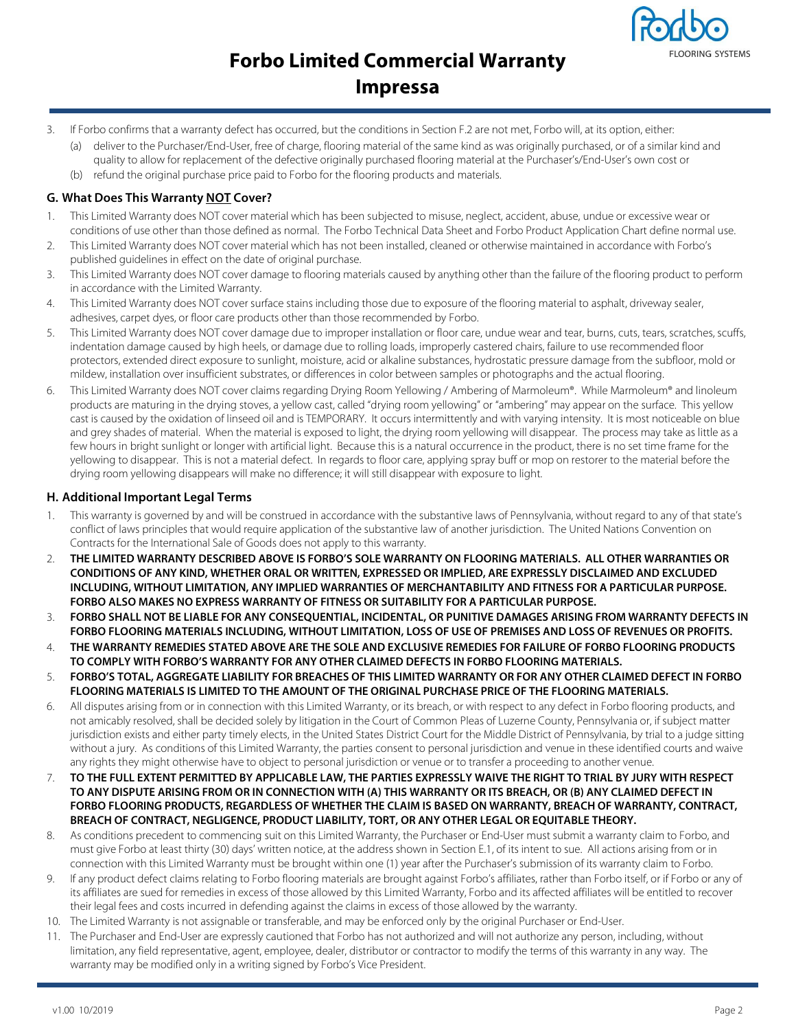# Forbo Limited Commercial Warranty
# Impressa

3. If Forbo confirms that a warranty defect has occurred, but the conditions in Section F.2 are not met, Forbo will, at its option, either:
   (a) deliver to the Purchaser/End-User, free of charge, flooring material of the same kind as was originally purchased, or of a similar kind and quality to allow for replacement of the defective originally purchased flooring material at the Purchaser's/End-User's own cost or
   (b) refund the original purchase price paid to Forbo for the flooring products and materials.

### G. What Does This Warranty NOT Cover?

1. This Limited Warranty does NOT cover material which has been subjected to misuse, neglect, accident, abuse, undue or excessive wear or conditions of use other than those defined as normal. The Forbo Technical Data Sheet and Forbo Product Application Chart define normal use.
2. This Limited Warranty does NOT cover material which has not been installed, cleaned or otherwise maintained in accordance with Forbo's published guidelines in effect on the date of original purchase.
3. This Limited Warranty does NOT cover damage to flooring materials caused by anything other than the failure of the flooring product to perform in accordance with the Limited Warranty.
4. This Limited Warranty does NOT cover surface stains including those due to exposure of the flooring material to asphalt, driveway sealer, adhesives, carpet dyes, or floor care products other than those recommended by Forbo.
5. This Limited Warranty does NOT cover damage due to improper installation or floor care, undue wear and tear, burns, cuts, tears, scratches, scuffs, indentation damage caused by high heels, or damage due to rolling loads, improperly castered chairs, failure to use recommended floor protectors, extended direct exposure to sunlight, moisture, acid or alkaline substances, hydrostatic pressure damage from the subfloor, mold or mildew, installation over insufficient substrates, or differences in color between samples or photographs and the actual flooring.
6. This Limited Warranty does NOT cover claims regarding Drying Room Yellowing / Ambering of Marmoleum®. While Marmoleum® and linoleum products are maturing in the drying stoves, a yellow cast, called "drying room yellowing" or "ambering" may appear on the surface. This yellow cast is caused by the oxidation of linseed oil and is TEMPORARY. It occurs intermittently and with varying intensity. It is most noticeable on blue and grey shades of material. When the material is exposed to light, the drying room yellowing will disappear. The process may take as little as a few hours in bright sunlight or longer with artificial light. Because this is a natural occurrence in the product, there is no set time frame for the yellowing to disappear. This is not a material defect. In regards to floor care, applying spray buff or mop on restorer to the material before the drying room yellowing disappears will make no difference; it will still disappear with exposure to light.

### H. Additional Important Legal Terms

1. This warranty is governed by and will be construed in accordance with the substantive laws of Pennsylvania, without regard to any of that state's conflict of laws principles that would require application of the substantive law of another jurisdiction. The United Nations Convention on Contracts for the International Sale of Goods does not apply to this warranty.
2. **THE LIMITED WARRANTY DESCRIBED ABOVE IS FORBO'S SOLE WARRANTY ON FLOORING MATERIALS. ALL OTHER WARRANTIES OR CONDITIONS OF ANY KIND, WHETHER ORAL OR WRITTEN, EXPRESSED OR IMPLIED, ARE EXPRESSLY DISCLAIMED AND EXCLUDED INCLUDING, WITHOUT LIMITATION, ANY IMPLIED WARRANTIES OF MERCHANTABILITY AND FITNESS FOR A PARTICULAR PURPOSE. FORBO ALSO MAKES NO EXPRESS WARRANTY OF FITNESS OR SUITABILITY FOR A PARTICULAR PURPOSE.**
3. **FORBO SHALL NOT BE LIABLE FOR ANY CONSEQUENTIAL, INCIDENTAL, OR PUNITIVE DAMAGES ARISING FROM WARRANTY DEFECTS IN FORBO FLOORING MATERIALS INCLUDING, WITHOUT LIMITATION, LOSS OF USE OF PREMISES AND LOSS OF REVENUES OR PROFITS.**
4. **THE WARRANTY REMEDIES STATED ABOVE ARE THE SOLE AND EXCLUSIVE REMEDIES FOR FAILURE OF FORBO FLOORING PRODUCTS TO COMPLY WITH FORBO'S WARRANTY FOR ANY OTHER CLAIMED DEFECTS IN FORBO FLOORING MATERIALS.**
5. **FORBO'S TOTAL, AGGREGATE LIABILITY FOR BREACHES OF THIS LIMITED WARRANTY OR FOR ANY OTHER CLAIMED DEFECT IN FORBO FLOORING MATERIALS IS LIMITED TO THE AMOUNT OF THE ORIGINAL PURCHASE PRICE OF THE FLOORING MATERIALS.**
6. All disputes arising from or in connection with this Limited Warranty, or its breach, or with respect to any defect in Forbo flooring products, and not amicably resolved, shall be decided solely by litigation in the Court of Common Pleas of Luzerne County, Pennsylvania or, if subject matter jurisdiction exists and either party timely elects, in the United States District Court for the Middle District of Pennsylvania, by trial to a judge sitting without a jury. As conditions of this Limited Warranty, the parties consent to personal jurisdiction and venue in these identified courts and waive any rights they might otherwise have to object to personal jurisdiction or venue or to transfer a proceeding to another venue.
7. **TO THE FULL EXTENT PERMITTED BY APPLICABLE LAW, THE PARTIES EXPRESSLY WAIVE THE RIGHT TO TRIAL BY JURY WITH RESPECT TO ANY DISPUTE ARISING FROM OR IN CONNECTION WITH (A) THIS WARRANTY OR ITS BREACH, OR (B) ANY CLAIMED DEFECT IN FORBO FLOORING PRODUCTS, REGARDLESS OF WHETHER THE CLAIM IS BASED ON WARRANTY, BREACH OF WARRANTY, CONTRACT, BREACH OF CONTRACT, NEGLIGENCE, PRODUCT LIABILITY, TORT, OR ANY OTHER LEGAL OR EQUITABLE THEORY.**
8. As conditions precedent to commencing suit on this Limited Warranty, the Purchaser or End-User must submit a warranty claim to Forbo, and must give Forbo at least thirty (30) days' written notice, at the address shown in Section E.1, of its intent to sue. All actions arising from or in connection with this Limited Warranty must be brought within one (1) year after the Purchaser's submission of its warranty claim to Forbo.
9. If any product defect claims relating to Forbo flooring materials are brought against Forbo's affiliates, rather than Forbo itself, or if Forbo or any of its affiliates are sued for remedies in excess of those allowed by this Limited Warranty, Forbo and its affected affiliates will be entitled to recover their legal fees and costs incurred in defending against the claims in excess of those allowed by the warranty.
10. The Limited Warranty is not assignable or transferable, and may be enforced only by the original Purchaser or End-User.
11. The Purchaser and End-User are expressly cautioned that Forbo has not authorized and will not authorize any person, including, without limitation, any field representative, agent, employee, dealer, distributor or contractor to modify the terms of this warranty in any way. The warranty may be modified only in a writing signed by Forbo's Vice President.

v1.00 10/2019